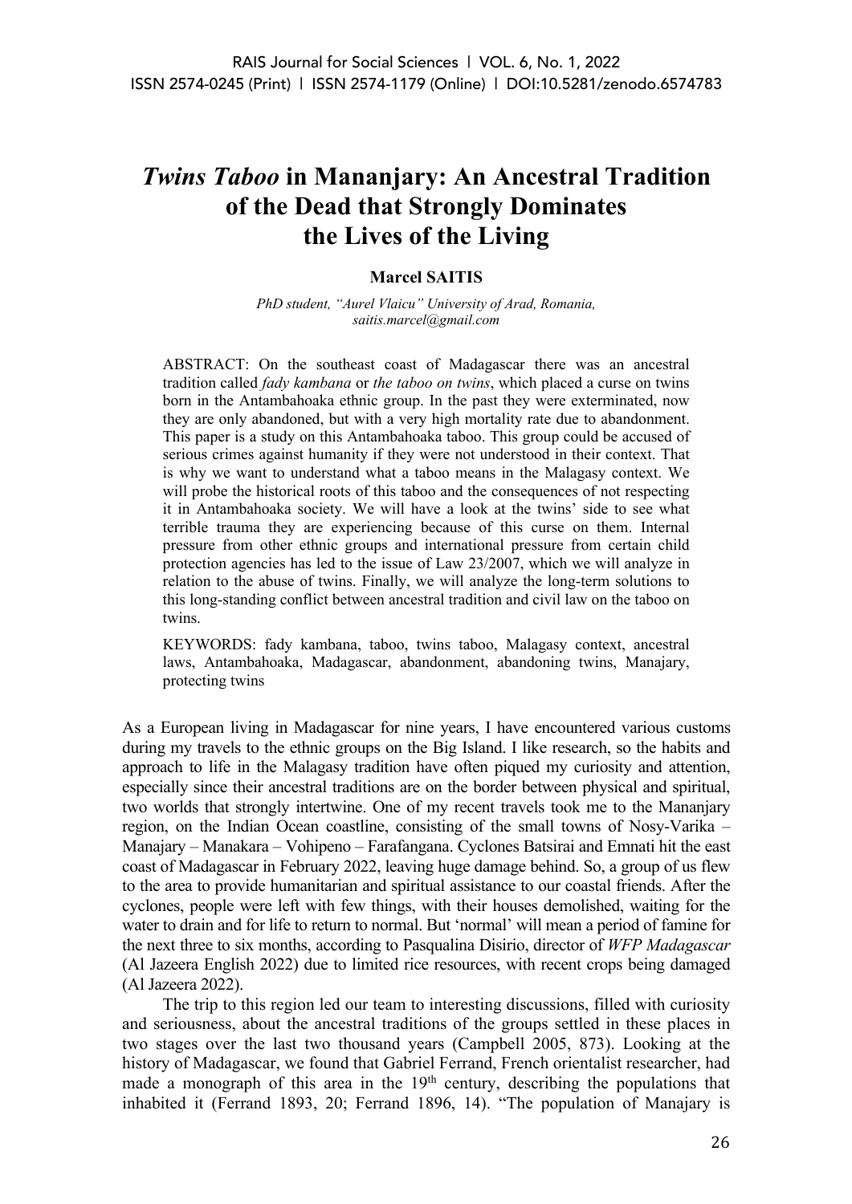# *Twins Taboo* in Mananjary: An Ancestral Tradition of the Dead that Strongly Dominates the Lives of the Living

**Marcel SAITIS**

*PhD student, "Aurel Vlaicu" University of Arad, Romania,*
*saitis.marcel@gmail.com*

ABSTRACT: On the southeast coast of Madagascar there was an ancestral tradition called *fady kambana* or *the taboo on twins*, which placed a curse on twins born in the Antambahoaka ethnic group. In the past they were exterminated, now they are only abandoned, but with a very high mortality rate due to abandonment. This paper is a study on this Antambahoaka taboo. This group could be accused of serious crimes against humanity if they were not understood in their context. That is why we want to understand what a taboo means in the Malagasy context. We will probe the historical roots of this taboo and the consequences of not respecting it in Antambahoaka society. We will have a look at the twins' side to see what terrible trauma they are experiencing because of this curse on them. Internal pressure from other ethnic groups and international pressure from certain child protection agencies has led to the issue of Law 23/2007, which we will analyze in relation to the abuse of twins. Finally, we will analyze the long-term solutions to this long-standing conflict between ancestral tradition and civil law on the taboo on twins.

KEYWORDS: fady kambana, taboo, twins taboo, Malagasy context, ancestral laws, Antambahoaka, Madagascar, abandonment, abandoning twins, Manajary, protecting twins

As a European living in Madagascar for nine years, I have encountered various customs during my travels to the ethnic groups on the Big Island. I like research, so the habits and approach to life in the Malagasy tradition have often piqued my curiosity and attention, especially since their ancestral traditions are on the border between physical and spiritual, two worlds that strongly intertwine. One of my recent travels took me to the Mananjary region, on the Indian Ocean coastline, consisting of the small towns of Nosy-Varika – Manajary – Manakara – Vohipeno – Farafangana. Cyclones Batsirai and Emnati hit the east coast of Madagascar in February 2022, leaving huge damage behind. So, a group of us flew to the area to provide humanitarian and spiritual assistance to our coastal friends. After the cyclones, people were left with few things, with their houses demolished, waiting for the water to drain and for life to return to normal. But 'normal' will mean a period of famine for the next three to six months, according to Pasqualina Disirio, director of *WFP Madagascar* (Al Jazeera English 2022) due to limited rice resources, with recent crops being damaged (Al Jazeera 2022).

The trip to this region led our team to interesting discussions, filled with curiosity and seriousness, about the ancestral traditions of the groups settled in these places in two stages over the last two thousand years (Campbell 2005, 873). Looking at the history of Madagascar, we found that Gabriel Ferrand, French orientalist researcher, had made a monograph of this area in the 19th century, describing the populations that inhabited it (Ferrand 1893, 20; Ferrand 1896, 14). "The population of Manajary is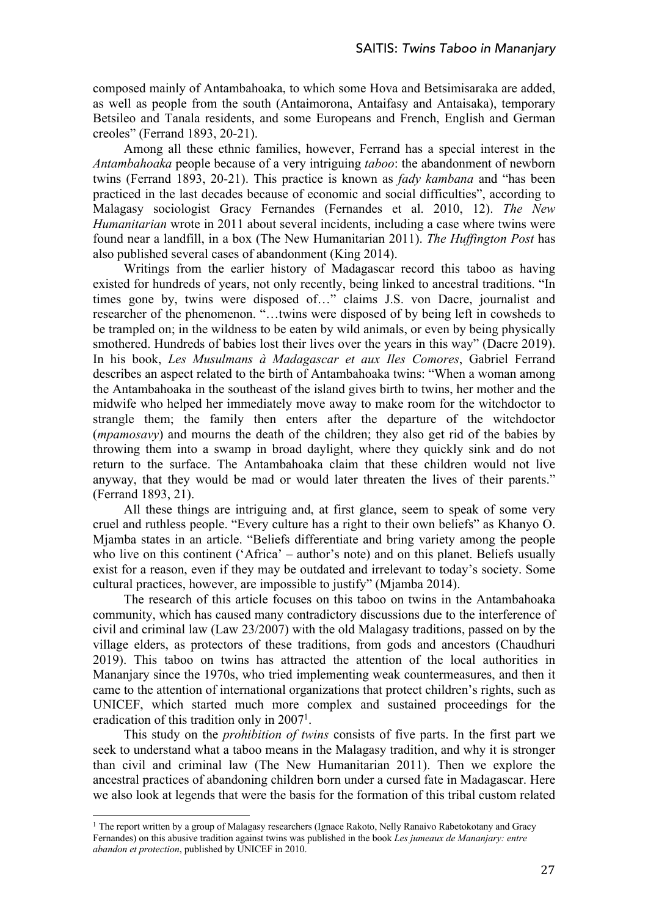composed mainly of Antambahoaka, to which some Hova and Betsimisaraka are added, as well as people from the south (Antaimorona, Antaifasy and Antaisaka), temporary Betsileo and Tanala residents, and some Europeans and French, English and German creoles" (Ferrand 1893, 20-21).

Among all these ethnic families, however, Ferrand has a special interest in the *Antambahoaka* people because of a very intriguing *taboo*: the abandonment of newborn twins (Ferrand 1893, 20-21). This practice is known as *fady kambana* and "has been practiced in the last decades because of economic and social difficulties", according to Malagasy sociologist Gracy Fernandes (Fernandes et al. 2010, 12). *The New Humanitarian* wrote in 2011 about several incidents, including a case where twins were found near a landfill, in a box (The New Humanitarian 2011). *The Huffington Post* has also published several cases of abandonment (King 2014).

Writings from the earlier history of Madagascar record this taboo as having existed for hundreds of years, not only recently, being linked to ancestral traditions. "In times gone by, twins were disposed of…" claims J.S. von Dacre, journalist and researcher of the phenomenon. "…twins were disposed of by being left in cowsheds to be trampled on; in the wildness to be eaten by wild animals, or even by being physically smothered. Hundreds of babies lost their lives over the years in this way" (Dacre 2019). In his book, *Les Musulmans à Madagascar et aux Iles Comores*, Gabriel Ferrand describes an aspect related to the birth of Antambahoaka twins: "When a woman among the Antambahoaka in the southeast of the island gives birth to twins, her mother and the midwife who helped her immediately move away to make room for the witchdoctor to strangle them; the family then enters after the departure of the witchdoctor (*mpamosavy*) and mourns the death of the children; they also get rid of the babies by throwing them into a swamp in broad daylight, where they quickly sink and do not return to the surface. The Antambahoaka claim that these children would not live anyway, that they would be mad or would later threaten the lives of their parents." (Ferrand 1893, 21).

All these things are intriguing and, at first glance, seem to speak of some very cruel and ruthless people. "Every culture has a right to their own beliefs" as Khanyo O. Mjamba states in an article. "Beliefs differentiate and bring variety among the people who live on this continent ('Africa' – author's note) and on this planet. Beliefs usually exist for a reason, even if they may be outdated and irrelevant to today's society. Some cultural practices, however, are impossible to justify" (Mjamba 2014).

The research of this article focuses on this taboo on twins in the Antambahoaka community, which has caused many contradictory discussions due to the interference of civil and criminal law (Law 23/2007) with the old Malagasy traditions, passed on by the village elders, as protectors of these traditions, from gods and ancestors (Chaudhuri 2019). This taboo on twins has attracted the attention of the local authorities in Mananjary since the 1970s, who tried implementing weak countermeasures, and then it came to the attention of international organizations that protect children's rights, such as UNICEF, which started much more complex and sustained proceedings for the eradication of this tradition only in 2007[1].

This study on the *prohibition of twins* consists of five parts. In the first part we seek to understand what a taboo means in the Malagasy tradition, and why it is stronger than civil and criminal law (The New Humanitarian 2011). Then we explore the ancestral practices of abandoning children born under a cursed fate in Madagascar. Here we also look at legends that were the basis for the formation of this tribal custom related

[1] The report written by a group of Malagasy researchers (Ignace Rakoto, Nelly Ranaivo Rabetokotany and Gracy Fernandes) on this abusive tradition against twins was published in the book *Les jumeaux de Mananjary: entre abandon et protection*, published by UNICEF in 2010.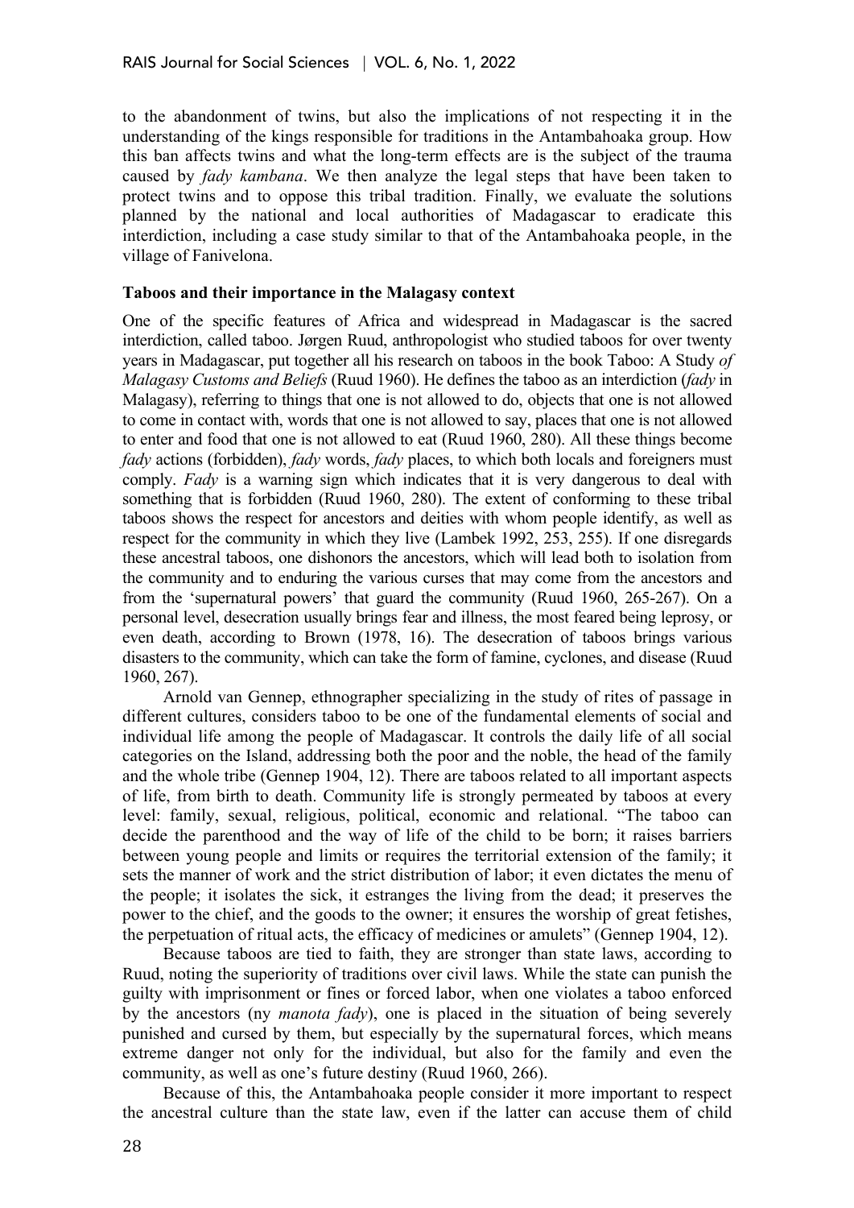to the abandonment of twins, but also the implications of not respecting it in the understanding of the kings responsible for traditions in the Antambahoaka group. How this ban affects twins and what the long-term effects are is the subject of the trauma caused by *fady kambana*. We then analyze the legal steps that have been taken to protect twins and to oppose this tribal tradition. Finally, we evaluate the solutions planned by the national and local authorities of Madagascar to eradicate this interdiction, including a case study similar to that of the Antambahoaka people, in the village of Fanivelona.

**Taboos and their importance in the Malagasy context**

One of the specific features of Africa and widespread in Madagascar is the sacred interdiction, called taboo. Jørgen Ruud, anthropologist who studied taboos for over twenty years in Madagascar, put together all his research on taboos in the book Taboo: A Study *of Malagasy Customs and Beliefs* (Ruud 1960). He defines the taboo as an interdiction (*fady* in Malagasy), referring to things that one is not allowed to do, objects that one is not allowed to come in contact with, words that one is not allowed to say, places that one is not allowed to enter and food that one is not allowed to eat (Ruud 1960, 280). All these things become *fady* actions (forbidden), *fady* words, *fady* places, to which both locals and foreigners must comply. *Fady* is a warning sign which indicates that it is very dangerous to deal with something that is forbidden (Ruud 1960, 280). The extent of conforming to these tribal taboos shows the respect for ancestors and deities with whom people identify, as well as respect for the community in which they live (Lambek 1992, 253, 255). If one disregards these ancestral taboos, one dishonors the ancestors, which will lead both to isolation from the community and to enduring the various curses that may come from the ancestors and from the 'supernatural powers' that guard the community (Ruud 1960, 265-267). On a personal level, desecration usually brings fear and illness, the most feared being leprosy, or even death, according to Brown (1978, 16). The desecration of taboos brings various disasters to the community, which can take the form of famine, cyclones, and disease (Ruud 1960, 267).

Arnold van Gennep, ethnographer specializing in the study of rites of passage in different cultures, considers taboo to be one of the fundamental elements of social and individual life among the people of Madagascar. It controls the daily life of all social categories on the Island, addressing both the poor and the noble, the head of the family and the whole tribe (Gennep 1904, 12). There are taboos related to all important aspects of life, from birth to death. Community life is strongly permeated by taboos at every level: family, sexual, religious, political, economic and relational. "The taboo can decide the parenthood and the way of life of the child to be born; it raises barriers between young people and limits or requires the territorial extension of the family; it sets the manner of work and the strict distribution of labor; it even dictates the menu of the people; it isolates the sick, it estranges the living from the dead; it preserves the power to the chief, and the goods to the owner; it ensures the worship of great fetishes, the perpetuation of ritual acts, the efficacy of medicines or amulets" (Gennep 1904, 12).

Because taboos are tied to faith, they are stronger than state laws, according to Ruud, noting the superiority of traditions over civil laws. While the state can punish the guilty with imprisonment or fines or forced labor, when one violates a taboo enforced by the ancestors (ny *manota fady*), one is placed in the situation of being severely punished and cursed by them, but especially by the supernatural forces, which means extreme danger not only for the individual, but also for the family and even the community, as well as one's future destiny (Ruud 1960, 266).

Because of this, the Antambahoaka people consider it more important to respect the ancestral culture than the state law, even if the latter can accuse them of child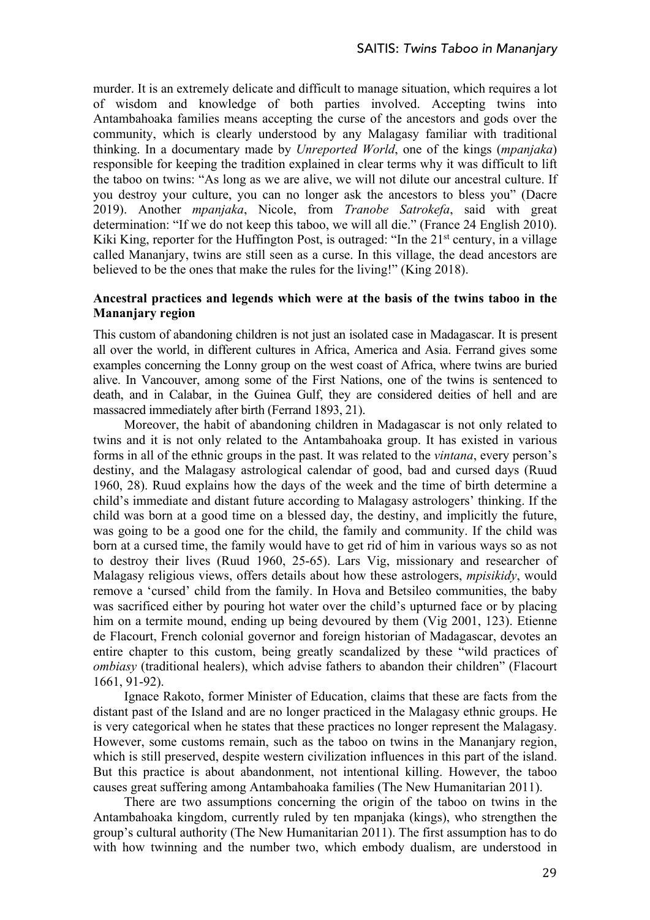murder. It is an extremely delicate and difficult to manage situation, which requires a lot of wisdom and knowledge of both parties involved. Accepting twins into Antambahoaka families means accepting the curse of the ancestors and gods over the community, which is clearly understood by any Malagasy familiar with traditional thinking. In a documentary made by *Unreported World*, one of the kings (*mpanjaka*) responsible for keeping the tradition explained in clear terms why it was difficult to lift the taboo on twins: "As long as we are alive, we will not dilute our ancestral culture. If you destroy your culture, you can no longer ask the ancestors to bless you" (Dacre 2019). Another *mpanjaka*, Nicole, from *Tranobe Satrokefa*, said with great determination: "If we do not keep this taboo, we will all die." (France 24 English 2010). Kiki King, reporter for the Huffington Post, is outraged: "In the 21st century, in a village called Mananjary, twins are still seen as a curse. In this village, the dead ancestors are believed to be the ones that make the rules for the living!" (King 2018).

**Ancestral practices and legends which were at the basis of the twins taboo in the Mananjary region**

This custom of abandoning children is not just an isolated case in Madagascar. It is present all over the world, in different cultures in Africa, America and Asia. Ferrand gives some examples concerning the Lonny group on the west coast of Africa, where twins are buried alive. In Vancouver, among some of the First Nations, one of the twins is sentenced to death, and in Calabar, in the Guinea Gulf, they are considered deities of hell and are massacred immediately after birth (Ferrand 1893, 21).

Moreover, the habit of abandoning children in Madagascar is not only related to twins and it is not only related to the Antambahoaka group. It has existed in various forms in all of the ethnic groups in the past. It was related to the *vintana*, every person's destiny, and the Malagasy astrological calendar of good, bad and cursed days (Ruud 1960, 28). Ruud explains how the days of the week and the time of birth determine a child's immediate and distant future according to Malagasy astrologers' thinking. If the child was born at a good time on a blessed day, the destiny, and implicitly the future, was going to be a good one for the child, the family and community. If the child was born at a cursed time, the family would have to get rid of him in various ways so as not to destroy their lives (Ruud 1960, 25-65). Lars Vig, missionary and researcher of Malagasy religious views, offers details about how these astrologers, *mpisikidy*, would remove a 'cursed' child from the family. In Hova and Betsileo communities, the baby was sacrificed either by pouring hot water over the child's upturned face or by placing him on a termite mound, ending up being devoured by them (Vig 2001, 123). Etienne de Flacourt, French colonial governor and foreign historian of Madagascar, devotes an entire chapter to this custom, being greatly scandalized by these "wild practices of *ombiasy* (traditional healers), which advise fathers to abandon their children" (Flacourt 1661, 91-92).

Ignace Rakoto, former Minister of Education, claims that these are facts from the distant past of the Island and are no longer practiced in the Malagasy ethnic groups. He is very categorical when he states that these practices no longer represent the Malagasy. However, some customs remain, such as the taboo on twins in the Mananjary region, which is still preserved, despite western civilization influences in this part of the island. But this practice is about abandonment, not intentional killing. However, the taboo causes great suffering among Antambahoaka families (The New Humanitarian 2011).

There are two assumptions concerning the origin of the taboo on twins in the Antambahoaka kingdom, currently ruled by ten mpanjaka (kings), who strengthen the group's cultural authority (The New Humanitarian 2011). The first assumption has to do with how twinning and the number two, which embody dualism, are understood in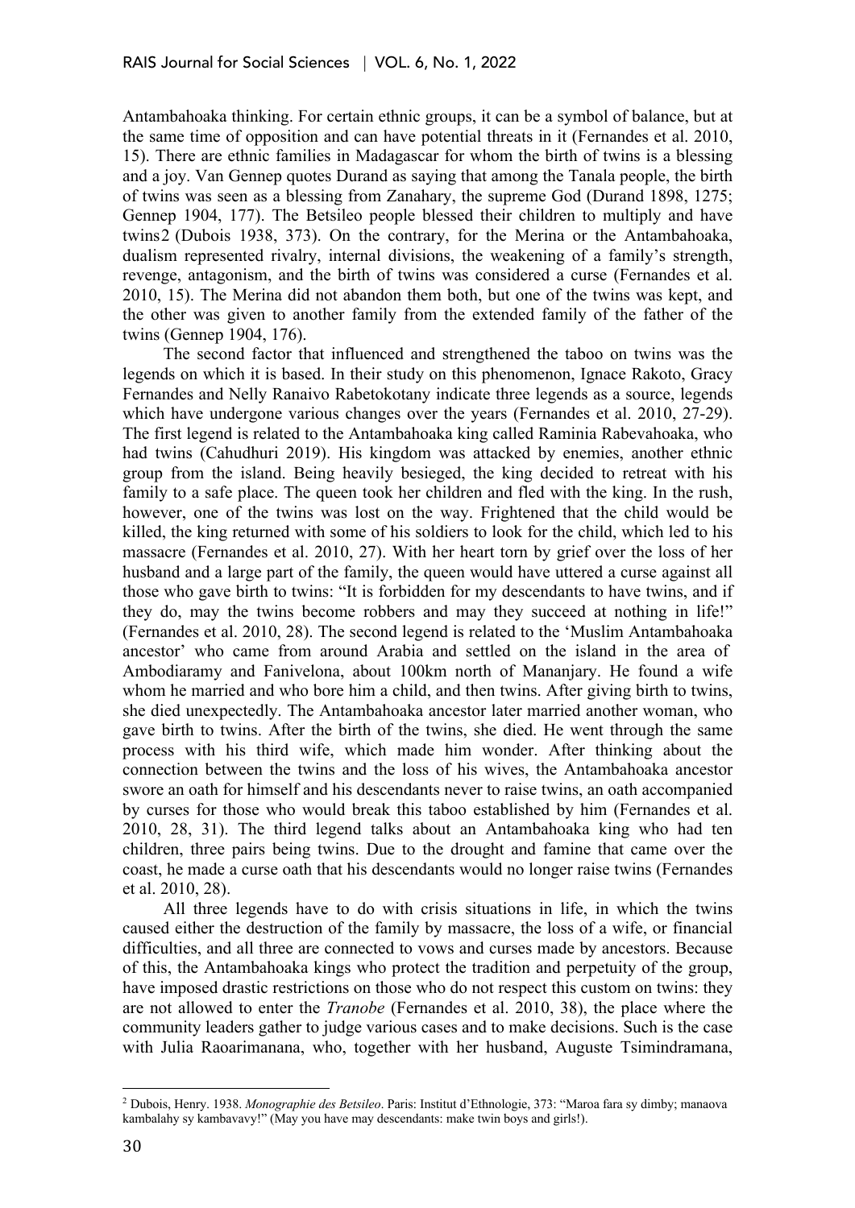Antambahoaka thinking. For certain ethnic groups, it can be a symbol of balance, but at the same time of opposition and can have potential threats in it (Fernandes et al. 2010, 15). There are ethnic families in Madagascar for whom the birth of twins is a blessing and a joy. Van Gennep quotes Durand as saying that among the Tanala people, the birth of twins was seen as a blessing from Zanahary, the supreme God (Durand 1898, 1275; Gennep 1904, 177). The Betsileo people blessed their children to multiply and have twins[2] (Dubois 1938, 373). On the contrary, for the Merina or the Antambahoaka, dualism represented rivalry, internal divisions, the weakening of a family's strength, revenge, antagonism, and the birth of twins was considered a curse (Fernandes et al. 2010, 15). The Merina did not abandon them both, but one of the twins was kept, and the other was given to another family from the extended family of the father of the twins (Gennep 1904, 176).

The second factor that influenced and strengthened the taboo on twins was the legends on which it is based. In their study on this phenomenon, Ignace Rakoto, Gracy Fernandes and Nelly Ranaivo Rabetokotany indicate three legends as a source, legends which have undergone various changes over the years (Fernandes et al. 2010, 27-29). The first legend is related to the Antambahoaka king called Raminia Rabevahoaka, who had twins (Cahudhuri 2019). His kingdom was attacked by enemies, another ethnic group from the island. Being heavily besieged, the king decided to retreat with his family to a safe place. The queen took her children and fled with the king. In the rush, however, one of the twins was lost on the way. Frightened that the child would be killed, the king returned with some of his soldiers to look for the child, which led to his massacre (Fernandes et al. 2010, 27). With her heart torn by grief over the loss of her husband and a large part of the family, the queen would have uttered a curse against all those who gave birth to twins: "It is forbidden for my descendants to have twins, and if they do, may the twins become robbers and may they succeed at nothing in life!" (Fernandes et al. 2010, 28). The second legend is related to the 'Muslim Antambahoaka ancestor' who came from around Arabia and settled on the island in the area of Ambodiaramy and Fanivelona, about 100km north of Mananjary. He found a wife whom he married and who bore him a child, and then twins. After giving birth to twins, she died unexpectedly. The Antambahoaka ancestor later married another woman, who gave birth to twins. After the birth of the twins, she died. He went through the same process with his third wife, which made him wonder. After thinking about the connection between the twins and the loss of his wives, the Antambahoaka ancestor swore an oath for himself and his descendants never to raise twins, an oath accompanied by curses for those who would break this taboo established by him (Fernandes et al. 2010, 28, 31). The third legend talks about an Antambahoaka king who had ten children, three pairs being twins. Due to the drought and famine that came over the coast, he made a curse oath that his descendants would no longer raise twins (Fernandes et al. 2010, 28).

All three legends have to do with crisis situations in life, in which the twins caused either the destruction of the family by massacre, the loss of a wife, or financial difficulties, and all three are connected to vows and curses made by ancestors. Because of this, the Antambahoaka kings who protect the tradition and perpetuity of the group, have imposed drastic restrictions on those who do not respect this custom on twins: they are not allowed to enter the *Tranobe* (Fernandes et al. 2010, 38), the place where the community leaders gather to judge various cases and to make decisions. Such is the case with Julia Raoarimanana, who, together with her husband, Auguste Tsimindramana,

---

[2] Dubois, Henry. 1938. *Monographie des Betsileo*. Paris: Institut d'Ethnologie, 373: "Maroa fara sy dimby; manaova kambalahy sy kambavavy!" (May you have may descendants: make twin boys and girls!).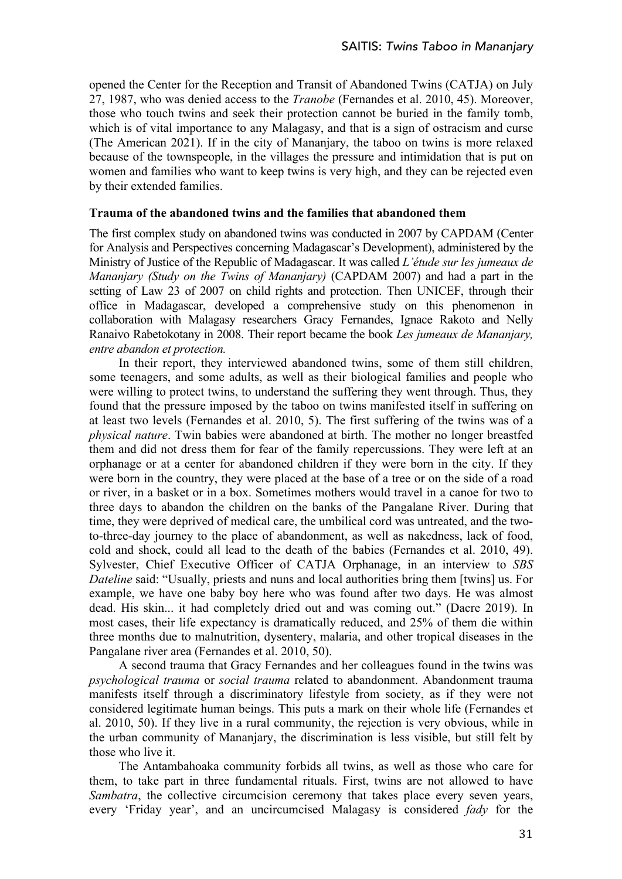opened the Center for the Reception and Transit of Abandoned Twins (CATJA) on July 27, 1987, who was denied access to the *Tranobe* (Fernandes et al. 2010, 45). Moreover, those who touch twins and seek their protection cannot be buried in the family tomb, which is of vital importance to any Malagasy, and that is a sign of ostracism and curse (The American 2021). If in the city of Mananjary, the taboo on twins is more relaxed because of the townspeople, in the villages the pressure and intimidation that is put on women and families who want to keep twins is very high, and they can be rejected even by their extended families.

**Trauma of the abandoned twins and the families that abandoned them**

The first complex study on abandoned twins was conducted in 2007 by CAPDAM (Center for Analysis and Perspectives concerning Madagascar's Development), administered by the Ministry of Justice of the Republic of Madagascar. It was called *L'étude sur les jumeaux de Mananjary (Study on the Twins of Mananjary)* (CAPDAM 2007) and had a part in the setting of Law 23 of 2007 on child rights and protection. Then UNICEF, through their office in Madagascar, developed a comprehensive study on this phenomenon in collaboration with Malagasy researchers Gracy Fernandes, Ignace Rakoto and Nelly Ranaivo Rabetokotany in 2008. Their report became the book *Les jumeaux de Mananjary, entre abandon et protection.*

In their report, they interviewed abandoned twins, some of them still children, some teenagers, and some adults, as well as their biological families and people who were willing to protect twins, to understand the suffering they went through. Thus, they found that the pressure imposed by the taboo on twins manifested itself in suffering on at least two levels (Fernandes et al. 2010, 5). The first suffering of the twins was of a *physical nature*. Twin babies were abandoned at birth. The mother no longer breastfed them and did not dress them for fear of the family repercussions. They were left at an orphanage or at a center for abandoned children if they were born in the city. If they were born in the country, they were placed at the base of a tree or on the side of a road or river, in a basket or in a box. Sometimes mothers would travel in a canoe for two to three days to abandon the children on the banks of the Pangalane River. During that time, they were deprived of medical care, the umbilical cord was untreated, and the two-to-three-day journey to the place of abandonment, as well as nakedness, lack of food, cold and shock, could all lead to the death of the babies (Fernandes et al. 2010, 49). Sylvester, Chief Executive Officer of CATJA Orphanage, in an interview to *SBS Dateline* said: "Usually, priests and nuns and local authorities bring them [twins] us. For example, we have one baby boy here who was found after two days. He was almost dead. His skin... it had completely dried out and was coming out." (Dacre 2019). In most cases, their life expectancy is dramatically reduced, and 25% of them die within three months due to malnutrition, dysentery, malaria, and other tropical diseases in the Pangalane river area (Fernandes et al. 2010, 50).

A second trauma that Gracy Fernandes and her colleagues found in the twins was *psychological trauma* or *social trauma* related to abandonment. Abandonment trauma manifests itself through a discriminatory lifestyle from society, as if they were not considered legitimate human beings. This puts a mark on their whole life (Fernandes et al. 2010, 50). If they live in a rural community, the rejection is very obvious, while in the urban community of Mananjary, the discrimination is less visible, but still felt by those who live it.

The Antambahoaka community forbids all twins, as well as those who care for them, to take part in three fundamental rituals. First, twins are not allowed to have *Sambatra*, the collective circumcision ceremony that takes place every seven years, every 'Friday year', and an uncircumcised Malagasy is considered *fady* for the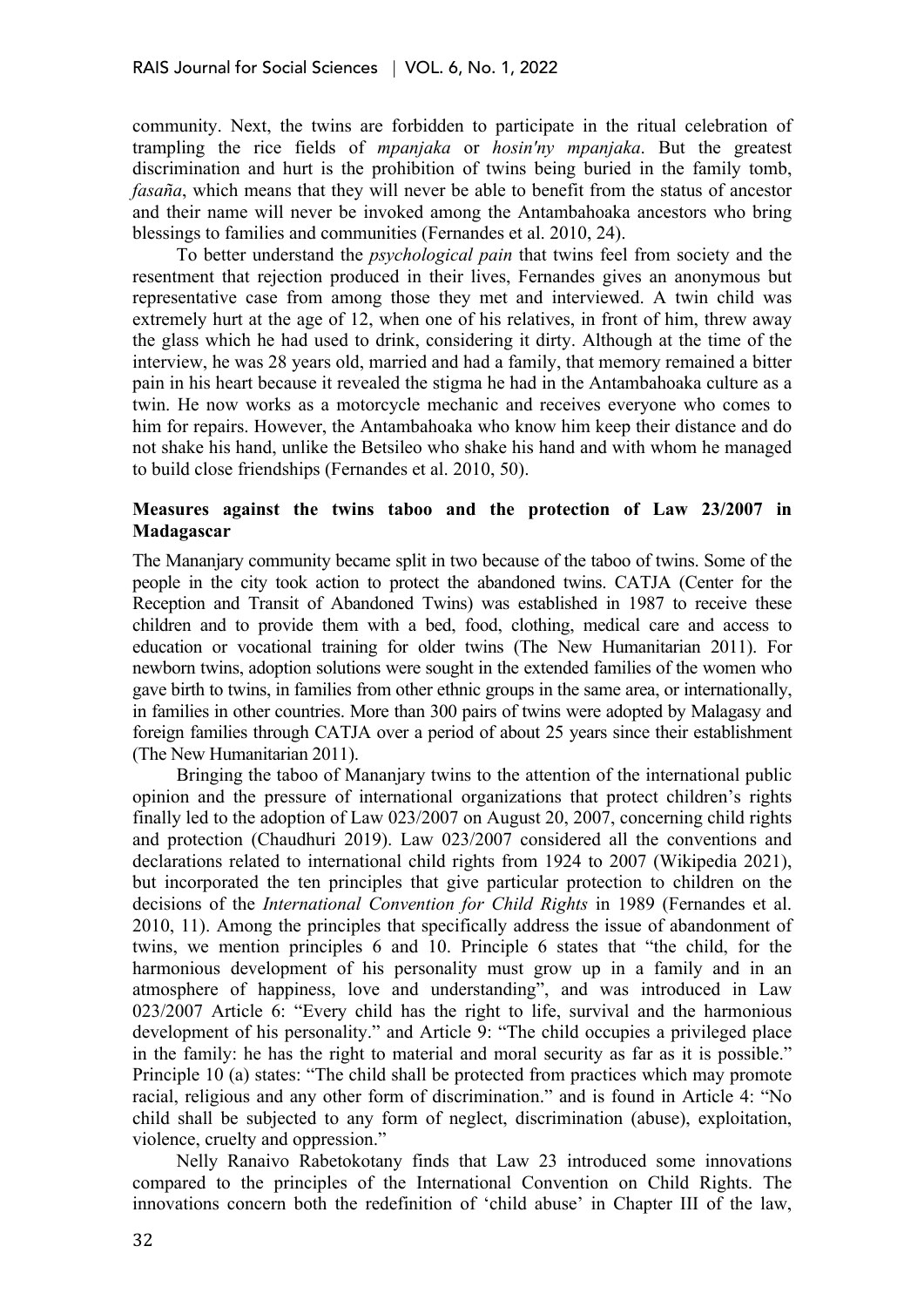community. Next, the twins are forbidden to participate in the ritual celebration of trampling the rice fields of *mpanjaka* or *hosin'ny mpanjaka*. But the greatest discrimination and hurt is the prohibition of twins being buried in the family tomb, *fasaña*, which means that they will never be able to benefit from the status of ancestor and their name will never be invoked among the Antambahoaka ancestors who bring blessings to families and communities (Fernandes et al. 2010, 24).

To better understand the *psychological pain* that twins feel from society and the resentment that rejection produced in their lives, Fernandes gives an anonymous but representative case from among those they met and interviewed. A twin child was extremely hurt at the age of 12, when one of his relatives, in front of him, threw away the glass which he had used to drink, considering it dirty. Although at the time of the interview, he was 28 years old, married and had a family, that memory remained a bitter pain in his heart because it revealed the stigma he had in the Antambahoaka culture as a twin. He now works as a motorcycle mechanic and receives everyone who comes to him for repairs. However, the Antambahoaka who know him keep their distance and do not shake his hand, unlike the Betsileo who shake his hand and with whom he managed to build close friendships (Fernandes et al. 2010, 50).

**Measures against the twins taboo and the protection of Law 23/2007 in Madagascar**

The Mananjary community became split in two because of the taboo of twins. Some of the people in the city took action to protect the abandoned twins. CATJA (Center for the Reception and Transit of Abandoned Twins) was established in 1987 to receive these children and to provide them with a bed, food, clothing, medical care and access to education or vocational training for older twins (The New Humanitarian 2011). For newborn twins, adoption solutions were sought in the extended families of the women who gave birth to twins, in families from other ethnic groups in the same area, or internationally, in families in other countries. More than 300 pairs of twins were adopted by Malagasy and foreign families through CATJA over a period of about 25 years since their establishment (The New Humanitarian 2011).

Bringing the taboo of Mananjary twins to the attention of the international public opinion and the pressure of international organizations that protect children's rights finally led to the adoption of Law 023/2007 on August 20, 2007, concerning child rights and protection (Chaudhuri 2019). Law 023/2007 considered all the conventions and declarations related to international child rights from 1924 to 2007 (Wikipedia 2021), but incorporated the ten principles that give particular protection to children on the decisions of the *International Convention for Child Rights* in 1989 (Fernandes et al. 2010, 11). Among the principles that specifically address the issue of abandonment of twins, we mention principles 6 and 10. Principle 6 states that "the child, for the harmonious development of his personality must grow up in a family and in an atmosphere of happiness, love and understanding", and was introduced in Law 023/2007 Article 6: "Every child has the right to life, survival and the harmonious development of his personality." and Article 9: "The child occupies a privileged place in the family: he has the right to material and moral security as far as it is possible." Principle 10 (a) states: "The child shall be protected from practices which may promote racial, religious and any other form of discrimination." and is found in Article 4: "No child shall be subjected to any form of neglect, discrimination (abuse), exploitation, violence, cruelty and oppression."

Nelly Ranaivo Rabetokotany finds that Law 23 introduced some innovations compared to the principles of the International Convention on Child Rights. The innovations concern both the redefinition of 'child abuse' in Chapter III of the law,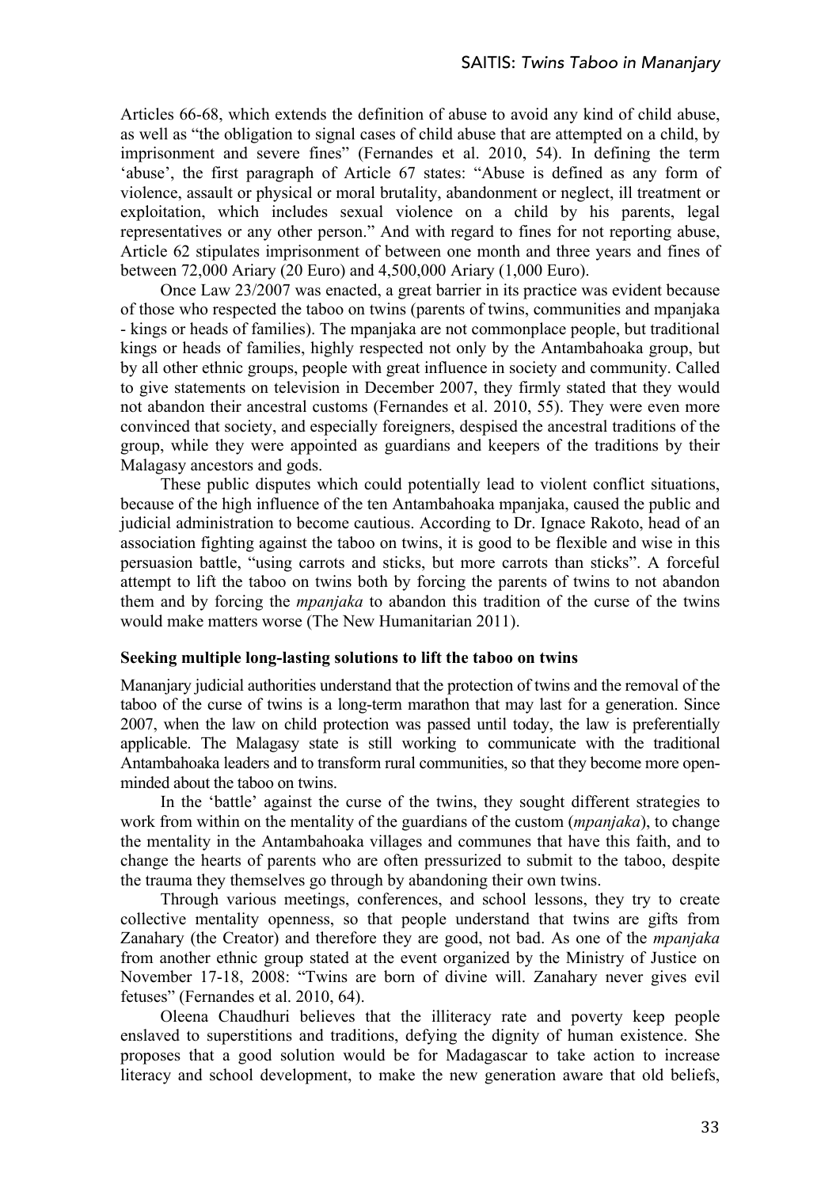Articles 66-68, which extends the definition of abuse to avoid any kind of child abuse, as well as "the obligation to signal cases of child abuse that are attempted on a child, by imprisonment and severe fines" (Fernandes et al. 2010, 54). In defining the term 'abuse', the first paragraph of Article 67 states: "Abuse is defined as any form of violence, assault or physical or moral brutality, abandonment or neglect, ill treatment or exploitation, which includes sexual violence on a child by his parents, legal representatives or any other person." And with regard to fines for not reporting abuse, Article 62 stipulates imprisonment of between one month and three years and fines of between 72,000 Ariary (20 Euro) and 4,500,000 Ariary (1,000 Euro).

Once Law 23/2007 was enacted, a great barrier in its practice was evident because of those who respected the taboo on twins (parents of twins, communities and mpanjaka - kings or heads of families). The mpanjaka are not commonplace people, but traditional kings or heads of families, highly respected not only by the Antambahoaka group, but by all other ethnic groups, people with great influence in society and community. Called to give statements on television in December 2007, they firmly stated that they would not abandon their ancestral customs (Fernandes et al. 2010, 55). They were even more convinced that society, and especially foreigners, despised the ancestral traditions of the group, while they were appointed as guardians and keepers of the traditions by their Malagasy ancestors and gods.

These public disputes which could potentially lead to violent conflict situations, because of the high influence of the ten Antambahoaka mpanjaka, caused the public and judicial administration to become cautious. According to Dr. Ignace Rakoto, head of an association fighting against the taboo on twins, it is good to be flexible and wise in this persuasion battle, "using carrots and sticks, but more carrots than sticks". A forceful attempt to lift the taboo on twins both by forcing the parents of twins to not abandon them and by forcing the *mpanjaka* to abandon this tradition of the curse of the twins would make matters worse (The New Humanitarian 2011).

## Seeking multiple long-lasting solutions to lift the taboo on twins

Mananjary judicial authorities understand that the protection of twins and the removal of the taboo of the curse of twins is a long-term marathon that may last for a generation. Since 2007, when the law on child protection was passed until today, the law is preferentially applicable. The Malagasy state is still working to communicate with the traditional Antambahoaka leaders and to transform rural communities, so that they become more open-minded about the taboo on twins.

In the 'battle' against the curse of the twins, they sought different strategies to work from within on the mentality of the guardians of the custom (*mpanjaka*), to change the mentality in the Antambahoaka villages and communes that have this faith, and to change the hearts of parents who are often pressurized to submit to the taboo, despite the trauma they themselves go through by abandoning their own twins.

Through various meetings, conferences, and school lessons, they try to create collective mentality openness, so that people understand that twins are gifts from Zanahary (the Creator) and therefore they are good, not bad. As one of the *mpanjaka* from another ethnic group stated at the event organized by the Ministry of Justice on November 17-18, 2008: "Twins are born of divine will. Zanahary never gives evil fetuses" (Fernandes et al. 2010, 64).

Oleena Chaudhuri believes that the illiteracy rate and poverty keep people enslaved to superstitions and traditions, defying the dignity of human existence. She proposes that a good solution would be for Madagascar to take action to increase literacy and school development, to make the new generation aware that old beliefs,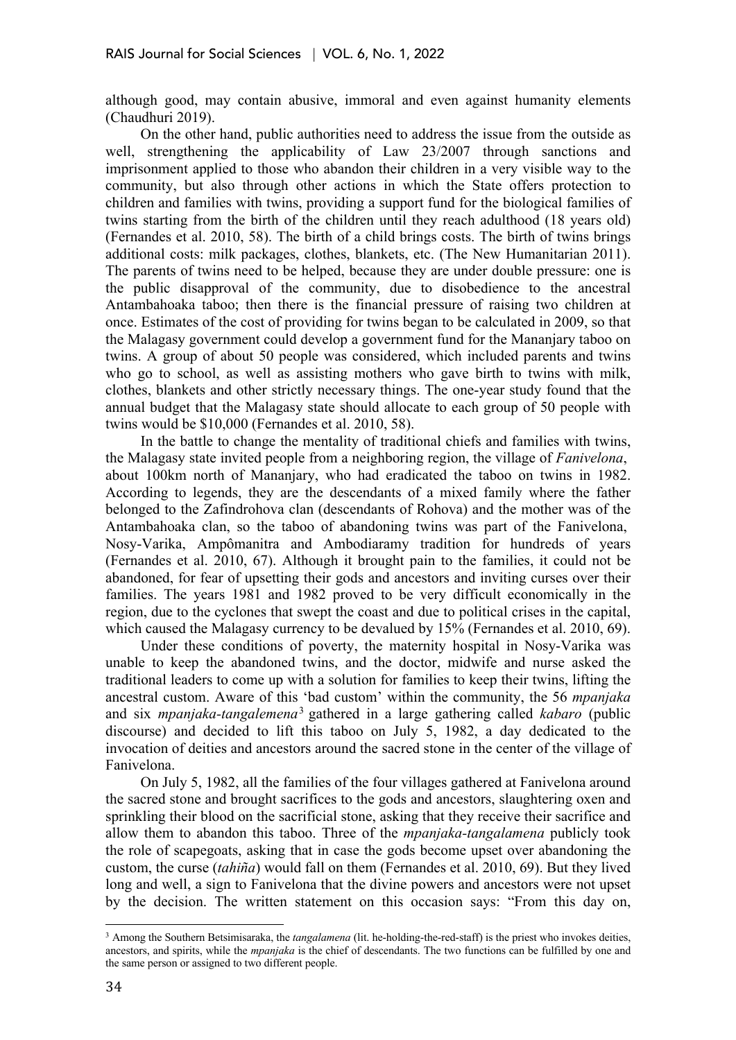although good, may contain abusive, immoral and even against humanity elements (Chaudhuri 2019).

On the other hand, public authorities need to address the issue from the outside as well, strengthening the applicability of Law 23/2007 through sanctions and imprisonment applied to those who abandon their children in a very visible way to the community, but also through other actions in which the State offers protection to children and families with twins, providing a support fund for the biological families of twins starting from the birth of the children until they reach adulthood (18 years old) (Fernandes et al. 2010, 58). The birth of a child brings costs. The birth of twins brings additional costs: milk packages, clothes, blankets, etc. (The New Humanitarian 2011). The parents of twins need to be helped, because they are under double pressure: one is the public disapproval of the community, due to disobedience to the ancestral Antambahoaka taboo; then there is the financial pressure of raising two children at once. Estimates of the cost of providing for twins began to be calculated in 2009, so that the Malagasy government could develop a government fund for the Mananjary taboo on twins. A group of about 50 people was considered, which included parents and twins who go to school, as well as assisting mothers who gave birth to twins with milk, clothes, blankets and other strictly necessary things. The one-year study found that the annual budget that the Malagasy state should allocate to each group of 50 people with twins would be $10,000 (Fernandes et al. 2010, 58).

In the battle to change the mentality of traditional chiefs and families with twins, the Malagasy state invited people from a neighboring region, the village of *Fanivelona*, about 100km north of Mananjary, who had eradicated the taboo on twins in 1982. According to legends, they are the descendants of a mixed family where the father belonged to the Zafindrohova clan (descendants of Rohova) and the mother was of the Antambahoaka clan, so the taboo of abandoning twins was part of the Fanivelona, Nosy-Varika, Ampômanitra and Ambodiaramy tradition for hundreds of years (Fernandes et al. 2010, 67). Although it brought pain to the families, it could not be abandoned, for fear of upsetting their gods and ancestors and inviting curses over their families. The years 1981 and 1982 proved to be very difficult economically in the region, due to the cyclones that swept the coast and due to political crises in the capital, which caused the Malagasy currency to be devalued by 15% (Fernandes et al. 2010, 69).

Under these conditions of poverty, the maternity hospital in Nosy-Varika was unable to keep the abandoned twins, and the doctor, midwife and nurse asked the traditional leaders to come up with a solution for families to keep their twins, lifting the ancestral custom. Aware of this 'bad custom' within the community, the 56 *mpanjaka* and six *mpanjaka-tangalemena*[3] gathered in a large gathering called *kabaro* (public discourse) and decided to lift this taboo on July 5, 1982, a day dedicated to the invocation of deities and ancestors around the sacred stone in the center of the village of Fanivelona.

On July 5, 1982, all the families of the four villages gathered at Fanivelona around the sacred stone and brought sacrifices to the gods and ancestors, slaughtering oxen and sprinkling their blood on the sacrificial stone, asking that they receive their sacrifice and allow them to abandon this taboo. Three of the *mpanjaka-tangalamena* publicly took the role of scapegoats, asking that in case the gods become upset over abandoning the custom, the curse (*tahiña*) would fall on them (Fernandes et al. 2010, 69). But they lived long and well, a sign to Fanivelona that the divine powers and ancestors were not upset by the decision. The written statement on this occasion says: "From this day on,

[3] Among the Southern Betsimisaraka, the *tangalamena* (lit. he-holding-the-red-staff) is the priest who invokes deities, ancestors, and spirits, while the *mpanjaka* is the chief of descendants. The two functions can be fulfilled by one and the same person or assigned to two different people.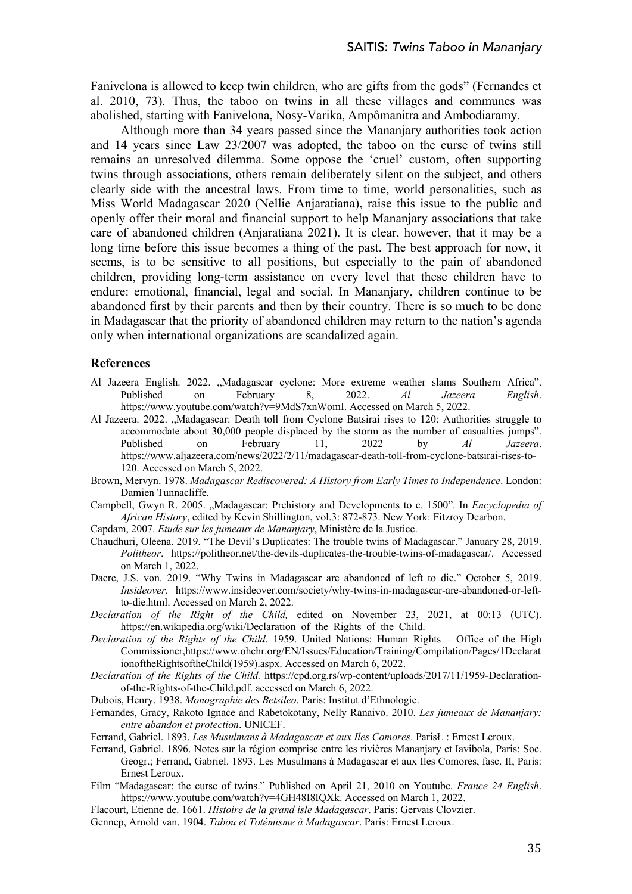Fanivelona is allowed to keep twin children, who are gifts from the gods" (Fernandes et al. 2010, 73). Thus, the taboo on twins in all these villages and communes was abolished, starting with Fanivelona, Nosy-Varika, Ampômanitra and Ambodiaramy.

Although more than 34 years passed since the Mananjary authorities took action and 14 years since Law 23/2007 was adopted, the taboo on the curse of twins still remains an unresolved dilemma. Some oppose the 'cruel' custom, often supporting twins through associations, others remain deliberately silent on the subject, and others clearly side with the ancestral laws. From time to time, world personalities, such as Miss World Madagascar 2020 (Nellie Anjaratiana), raise this issue to the public and openly offer their moral and financial support to help Mananjary associations that take care of abandoned children (Anjaratiana 2021). It is clear, however, that it may be a long time before this issue becomes a thing of the past. The best approach for now, it seems, is to be sensitive to all positions, but especially to the pain of abandoned children, providing long-term assistance on every level that these children have to endure: emotional, financial, legal and social. In Mananjary, children continue to be abandoned first by their parents and then by their country. There is so much to be done in Madagascar that the priority of abandoned children may return to the nation's agenda only when international organizations are scandalized again.

## References

Al Jazeera English. 2022. „Madagascar cyclone: More extreme weather slams Southern Africa". Published on February 8, 2022. *Al Jazeera English*. https://www.youtube.com/watch?v=9MdS7xnWomI. Accessed on March 5, 2022.

Al Jazeera. 2022. „Madagascar: Death toll from Cyclone Batsirai rises to 120: Authorities struggle to accommodate about 30,000 people displaced by the storm as the number of casualties jumps". Published on February 11, 2022 by *Al Jazeera*. https://www.aljazeera.com/news/2022/2/11/madagascar-death-toll-from-cyclone-batsirai-rises-to-120. Accessed on March 5, 2022.

Brown, Mervyn. 1978. *Madagascar Rediscovered: A History from Early Times to Independence*. London: Damien Tunnacliffe.

Campbell, Gwyn R. 2005. „Madagascar: Prehistory and Developments to c. 1500". In *Encyclopedia of African History*, edited by Kevin Shillington, vol.3: 872-873. New York: Fitzroy Dearbon.

Capdam, 2007. *Etude sur les jumeaux de Mananjary*, Ministère de la Justice.

Chaudhuri, Oleena. 2019. "The Devil's Duplicates: The trouble twins of Madagascar." January 28, 2019. *Politheor*. https://politheor.net/the-devils-duplicates-the-trouble-twins-of-madagascar/. Accessed on March 1, 2022.

Dacre, J.S. von. 2019. "Why Twins in Madagascar are abandoned of left to die." October 5, 2019. *Insideover*. https://www.insideover.com/society/why-twins-in-madagascar-are-abandoned-or-left-to-die.html. Accessed on March 2, 2022.

*Declaration of the Right of the Child,* edited on November 23, 2021, at 00:13 (UTC). https://en.wikipedia.org/wiki/Declaration_of_the_Rights_of_the_Child.

*Declaration of the Rights of the Child*. 1959. United Nations: Human Rights – Office of the High Commissioner,https://www.ohchr.org/EN/Issues/Education/Training/Compilation/Pages/1DeclarationoftheRightsoftheChild(1959).aspx. Accessed on March 6, 2022.

*Declaration of the Rights of the Child.* https://cpd.org.rs/wp-content/uploads/2017/11/1959-Declaration-of-the-Rights-of-the-Child.pdf. accessed on March 6, 2022.

Dubois, Henry. 1938. *Monographie des Betsileo*. Paris: Institut d'Ethnologie.

Fernandes, Gracy, Rakoto Ignace and Rabetokotany, Nelly Ranaivo. 2010. *Les jumeaux de Mananjary: entre abandon et protection*. UNICEF.

Ferrand, Gabriel. 1893. *Les Musulmans à Madagascar et aux Iles Comores*. ParisŁ : Ernest Leroux.

Ferrand, Gabriel. 1896. Notes sur la région comprise entre les rivières Mananjary et Iavibola, Paris: Soc. Geogr.; Ferrand, Gabriel. 1893. Les Musulmans à Madagascar et aux Iles Comores, fasc. II, Paris: Ernest Leroux.

Film "Madagascar: the curse of twins." Published on April 21, 2010 on Youtube. *France 24 English*. https://www.youtube.com/watch?v=4GH48I8IQXk. Accessed on March 1, 2022.

Flacourt, Etienne de. 1661. *Histoire de la grand isle Madagascar*. Paris: Gervais Clovzier.

Gennep, Arnold van. 1904. *Tabou et Totémisme à Madagascar*. Paris: Ernest Leroux.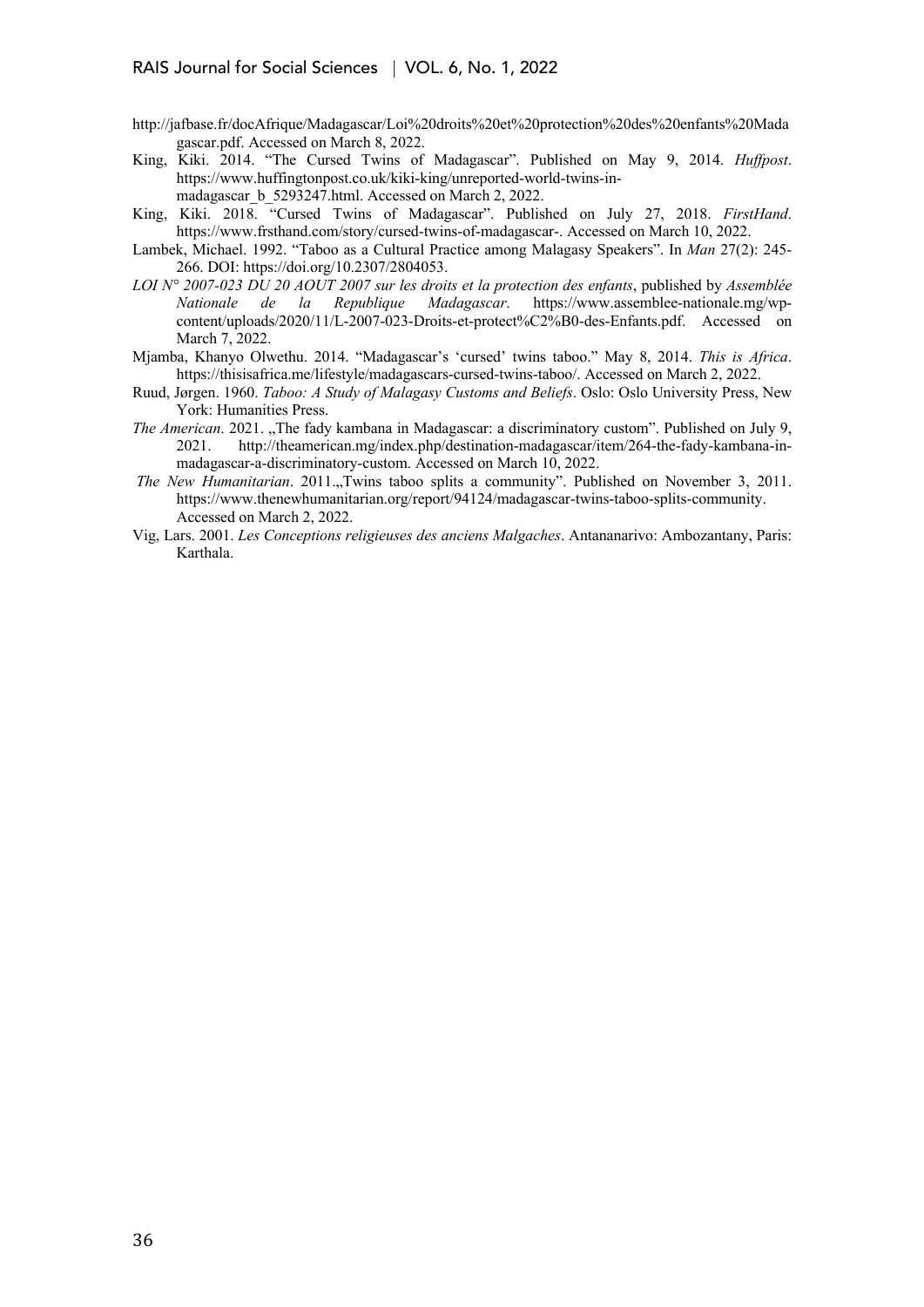http://jafbase.fr/docAfrique/Madagascar/Loi%20droits%20et%20protection%20des%20enfants%20Madagascar.pdf. Accessed on March 8, 2022.

King, Kiki. 2014. "The Cursed Twins of Madagascar". Published on May 9, 2014. *Huffpost*. https://www.huffingtonpost.co.uk/kiki-king/unreported-world-twins-in-madagascar_b_5293247.html. Accessed on March 2, 2022.

King, Kiki. 2018. "Cursed Twins of Madagascar". Published on July 27, 2018. *FirstHand*. https://www.frsthand.com/story/cursed-twins-of-madagascar-. Accessed on March 10, 2022.

Lambek, Michael. 1992. "Taboo as a Cultural Practice among Malagasy Speakers". In *Man* 27(2): 245-266. DOI: https://doi.org/10.2307/2804053.

*LOI N° 2007-023 DU 20 AOUT 2007 sur les droits et la protection des enfants*, published by *Assemblée Nationale de la Republique Madagascar*. https://www.assemblee-nationale.mg/wp-content/uploads/2020/11/L-2007-023-Droits-et-protect%C2%B0-des-Enfants.pdf. Accessed on March 7, 2022.

Mjamba, Khanyo Olwethu. 2014. "Madagascar's 'cursed' twins taboo." May 8, 2014. *This is Africa*. https://thisisafrica.me/lifestyle/madagascars-cursed-twins-taboo/. Accessed on March 2, 2022.

Ruud, Jørgen. 1960. *Taboo: A Study of Malagasy Customs and Beliefs*. Oslo: Oslo University Press, New York: Humanities Press.

*The American*. 2021. „The fady kambana in Madagascar: a discriminatory custom". Published on July 9, 2021. http://theamerican.mg/index.php/destination-madagascar/item/264-the-fady-kambana-in-madagascar-a-discriminatory-custom. Accessed on March 10, 2022.

*The New Humanitarian*. 2011.„Twins taboo splits a community". Published on November 3, 2011. https://www.thenewhumanitarian.org/report/94124/madagascar-twins-taboo-splits-community. Accessed on March 2, 2022.

Vig, Lars. 2001. *Les Conceptions religieuses des anciens Malgaches*. Antananarivo: Ambozantany, Paris: Karthala.